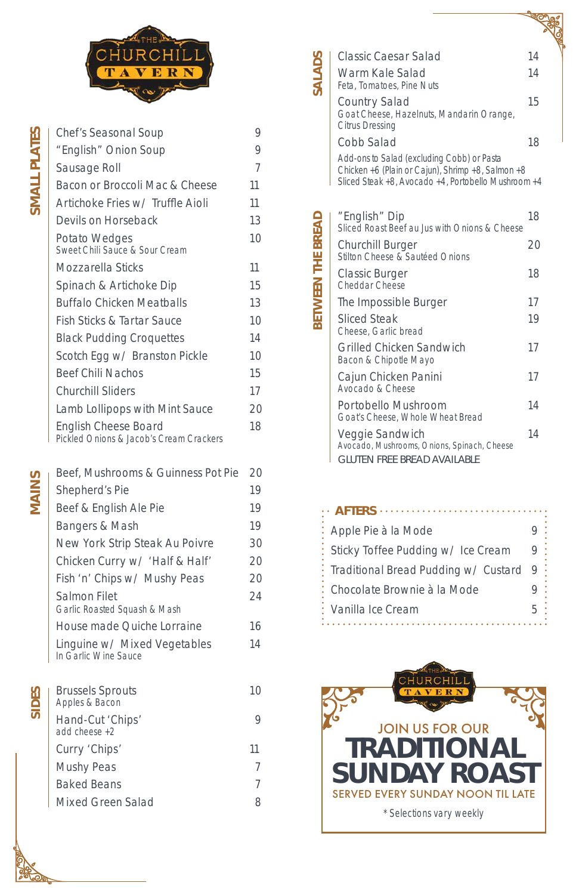# The Churchill Tavern

## SMALL PLATES

| Item | Price |
|---|---|
| Chef's Seasonal Soup | 9 |
| "English" Onion Soup | 9 |
| Sausage Roll | 7 |
| Bacon or Broccoli Mac & Cheese | 11 |
| Artichoke Fries w/ Truffle Aioli | 11 |
| Devils on Horseback | 13 |
| Potato Wedges<br>Sweet Chili Sauce & Sour Cream | 10 |
| Mozzarella Sticks | 11 |
| Spinach & Artichoke Dip | 15 |
| Buffalo Chicken Meatballs | 13 |
| Fish Sticks & Tartar Sauce | 10 |
| Black Pudding Croquettes | 14 |
| Scotch Egg w/ Branston Pickle | 10 |
| Beef Chili Nachos | 15 |
| Churchill Sliders | 17 |
| Lamb Lollipops with Mint Sauce | 20 |
| English Cheese Board<br>Pickled Onions & Jacob's Cream Crackers | 18 |

## MAINS

| Item | Price |
|---|---|
| Beef, Mushrooms & Guinness Pot Pie | 20 |
| Shepherd's Pie | 19 |
| Beef & English Ale Pie | 19 |
| Bangers & Mash | 19 |
| New York Strip Steak Au Poivre | 30 |
| Chicken Curry w/ 'Half & Half' | 20 |
| Fish 'n' Chips w/ Mushy Peas | 20 |
| Salmon Filet<br>Garlic Roasted Squash & Mash | 24 |
| House made Quiche Lorraine | 16 |
| Linguine w/ Mixed Vegetables<br>In Garlic Wine Sauce | 14 |

## SIDES

| Item | Price |
|---|---|
| Brussels Sprouts<br>Apples & Bacon | 10 |
| Hand-Cut 'Chips'<br>add cheese +2 | 9 |
| Curry 'Chips' | 11 |
| Mushy Peas | 7 |
| Baked Beans | 7 |
| Mixed Green Salad | 8 |

## SALADS

| Item | Price |
|---|---|
| Classic Caesar Salad | 14 |
| Warm Kale Salad<br>Feta, Tomatoes, Pine Nuts | 14 |
| Country Salad<br>Goat Cheese, Hazelnuts, Mandarin Orange, Citrus Dressing | 15 |
| Cobb Salad | 18 |

Add-ons to Salad (excluding Cobb) or Pasta
Chicken +6 (Plain or Cajun), Shrimp +8, Salmon +8
Sliced Steak +8, Avocado +4, Portobello Mushroom +4

## BETWEEN THE BREAD

| Item | Price |
|---|---|
| "English" Dip<br>Sliced Roast Beef au Jus with Onions & Cheese | 18 |
| Churchill Burger<br>Stilton Cheese & Sautéed Onions | 20 |
| Classic Burger<br>Cheddar Cheese | 18 |
| The Impossible Burger | 17 |
| Sliced Steak<br>Cheese, Garlic bread | 19 |
| Grilled Chicken Sandwich<br>Bacon & Chipotle Mayo | 17 |
| Cajun Chicken Panini<br>Avocado & Cheese | 17 |
| Portobello Mushroom<br>Goat's Cheese, Whole Wheat Bread | 14 |
| Veggie Sandwich<br>Avocado, Mushrooms, Onions, Spinach, Cheese | 14 |

GLUTEN FREE BREAD AVAILABLE

## AFTERS

| Item | Price |
|---|---|
| Apple Pie à la Mode | 9 |
| Sticky Toffee Pudding w/ Ice Cream | 9 |
| Traditional Bread Pudding w/ Custard | 9 |
| Chocolate Brownie à la Mode | 9 |
| Vanilla Ice Cream | 5 |

The Churchill Tavern

JOIN US FOR OUR

# TRADITIONAL SUNDAY ROAST

SERVED EVERY SUNDAY NOON TIL LATE

*Selections vary weekly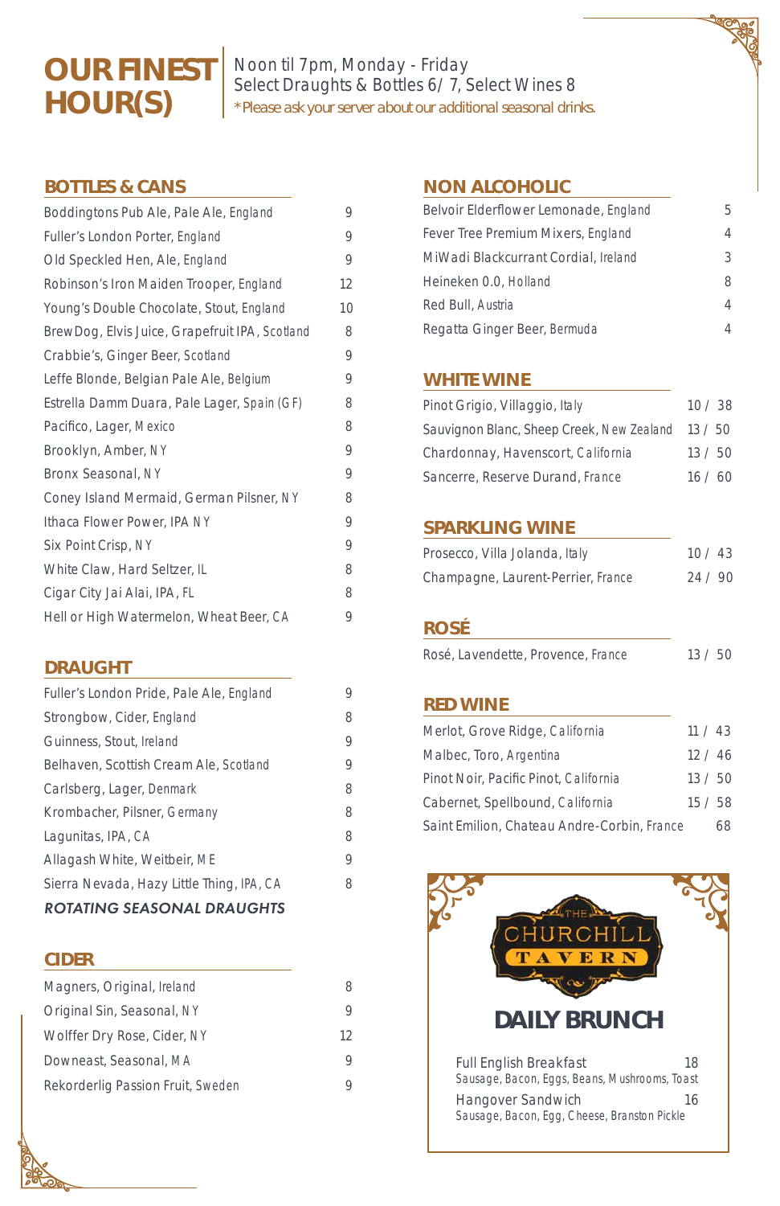# OUR FINEST HOUR(S)

Noon til 7pm, Monday - Friday
Select Draughts & Bottles 6/ 7, Select Wines 8
*Please ask your server about our additional seasonal drinks.

## BOTTLES & CANS

| | |
|---|---|
| Boddingtons Pub Ale, Pale Ale, England | 9 |
| Fuller's London Porter, England | 9 |
| Old Speckled Hen, Ale, England | 9 |
| Robinson's Iron Maiden Trooper, England | 12 |
| Young's Double Chocolate, Stout, England | 10 |
| BrewDog, Elvis Juice, Grapefruit IPA, Scotland | 8 |
| Crabbie's, Ginger Beer, Scotland | 9 |
| Leffe Blonde, Belgian Pale Ale, Belgium | 9 |
| Estrella Damm Duara, Pale Lager, Spain (GF) | 8 |
| Pacifico, Lager, Mexico | 8 |
| Brooklyn, Amber, NY | 9 |
| Bronx Seasonal, NY | 9 |
| Coney Island Mermaid, German Pilsner, NY | 8 |
| Ithaca Flower Power, IPA NY | 9 |
| Six Point Crisp, NY | 9 |
| White Claw, Hard Seltzer, IL | 8 |
| Cigar City Jai Alai, IPA, FL | 8 |
| Hell or High Watermelon, Wheat Beer, CA | 9 |

## DRAUGHT

| | |
|---|---|
| Fuller's London Pride, Pale Ale, England | 9 |
| Strongbow, Cider, England | 8 |
| Guinness, Stout, Ireland | 9 |
| Belhaven, Scottish Cream Ale, Scotland | 9 |
| Carlsberg, Lager, Denmark | 8 |
| Krombacher, Pilsner, Germany | 8 |
| Lagunitas, IPA, CA | 8 |
| Allagash White, Weitbeir, ME | 9 |
| Sierra Nevada, Hazy Little Thing, IPA, CA | 8 |

*ROTATING SEASONAL DRAUGHTS*

## CIDER

| | |
|---|---|
| Magners, Original, Ireland | 8 |
| Original Sin, Seasonal, NY | 9 |
| Wolffer Dry Rose, Cider, NY | 12 |
| Downeast, Seasonal, MA | 9 |
| Rekorderlig Passion Fruit, Sweden | 9 |

## NON ALCOHOLIC

| | |
|---|---|
| Belvoir Elderflower Lemonade, England | 5 |
| Fever Tree Premium Mixers, England | 4 |
| MiWadi Blackcurrant Cordial, Ireland | 3 |
| Heineken 0.0, Holland | 8 |
| Red Bull, Austria | 4 |
| Regatta Ginger Beer, Bermuda | 4 |

## WHITE WINE

| | |
|---|---|
| Pinot Grigio, Villaggio, Italy | 10 / 38 |
| Sauvignon Blanc, Sheep Creek, New Zealand | 13 / 50 |
| Chardonnay, Havenscort, California | 13 / 50 |
| Sancerre, Reserve Durand, France | 16 / 60 |

## SPARKLING WINE

| | |
|---|---|
| Prosecco, Villa Jolanda, Italy | 10 / 43 |
| Champagne, Laurent-Perrier, France | 24 / 90 |

## ROSÉ

| | |
|---|---|
| Rosé, Lavendette, Provence, France | 13 / 50 |

## RED WINE

| | |
|---|---|
| Merlot, Grove Ridge, California | 11 / 43 |
| Malbec, Toro, Argentina | 12 / 46 |
| Pinot Noir, Pacific Pinot, California | 13 / 50 |
| Cabernet, Spellbound, California | 15 / 58 |
| Saint Emilion, Chateau Andre-Corbin, France | 68 |

THE CHURCHILL TAVERN

## DAILY BRUNCH

| | |
|---|---|
| Full English Breakfast<br>Sausage, Bacon, Eggs, Beans, Mushrooms, Toast | 18 |
| Hangover Sandwich<br>Sausage, Bacon, Egg, Cheese, Branston Pickle | 16 |